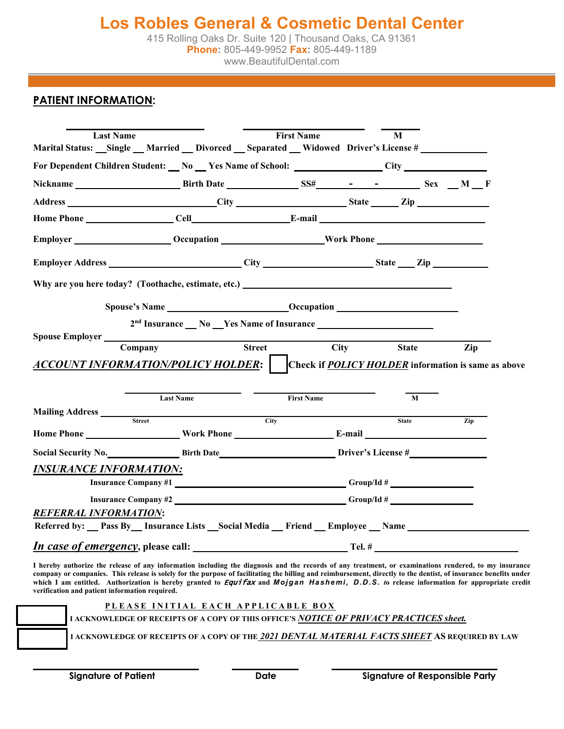# Los Robles General & Cosmetic Dental Center

415 Rolling Oaks Dr. Suite 120 | Thousand Oaks, CA 91361
**Phone:** 805-449-9952 **Fax:** 805-449-1189
www.BeautifulDental.com

## PATIENT INFORMATION:

______________________ ______________________ ______
**Last Name** **First Name** **M**

**Marital Status:** __Single __ Married __ Divorced __ Separated __ Widowed **Driver's License #** ____________

**For Dependent Children Student:** __ No __ Yes **Name of School:** ________________ **City** ________________

**Nickname** ____________________ **Birth Date** ______________ **SS#** ______-____-________ **Sex** __ M __ F

**Address** ____________________________ **City** ____________________ **State** _____ **Zip** ____________

**Home Phone** ________________ **Cell** __________________ **E-mail** ________________________________

**Employer** __________________ **Occupation** ____________________ **Work Phone** ____________________

**Employer Address** ________________________ **City** ____________________ **State** ___ **Zip** __________

**Why are you here today? (Toothache, estimate, etc.)** ________________________________________

**Spouse's Name** ______________________ **Occupation** ______________________

**2nd Insurance** __ No __ Yes **Name of Insurance** ______________________

**Spouse Employer** ________________________________________________________________
**Company** **Street** **City** **State** **Zip**

## *ACCOUNT INFORMATION/POLICY HOLDER*: ☐ Check if *POLICY HOLDER* information is same as above

______________________ ______________________ ______
**Last Name** **First Name** **M**

**Mailing Address** ________________________________________________________________
**Street** **City** **State** **Zip**

**Home Phone** __________________ **Work Phone** __________________ **E-mail** ______________________

**Social Security No.** ______________ **Birth Date** ______________________ **Driver's License #** ______________

## *INSURANCE INFORMATION:*

**Insurance Company #1** ________________________________ **Group/Id #** ________________

**Insurance Company #2** ________________________________ **Group/Id #** ________________

## *REFERRAL INFORMATION*:

**Referred by:** __ Pass By __ Insurance Lists __ Social Media __ Friend __ Employee __ Name ______________________

***In case of emergency*, please call:** ____________________________ **Tel. #** __________________________

**I hereby authorize the release of any information including the diagnosis and the records of any treatment, or examinations rendered, to my insurance company or companies. This release is solely for the purpose of facilitating the billing and reimbursement, directly to the dentist, of insurance benefits under which I am entitled. Authorization is hereby granted to *Equifax* and *Mojgan Hashemi, D.D.S.* to release information for appropriate credit verification and patient information required.**

**PLEASE INITIAL EACH APPLICABLE BOX**

☐ **I ACKNOWLEDGE OF RECEIPTS OF A COPY OF THIS OFFICE'S *NOTICE OF PRIVACY PRACTICES sheet.***

☐ **I ACKNOWLEDGE OF RECEIPTS OF A COPY OF THE *2021 DENTAL MATERIAL FACTS SHEET* AS REQUIRED BY LAW**

______________________ __________ ______________________
**Signature of Patient** **Date** **Signature of Responsible Party**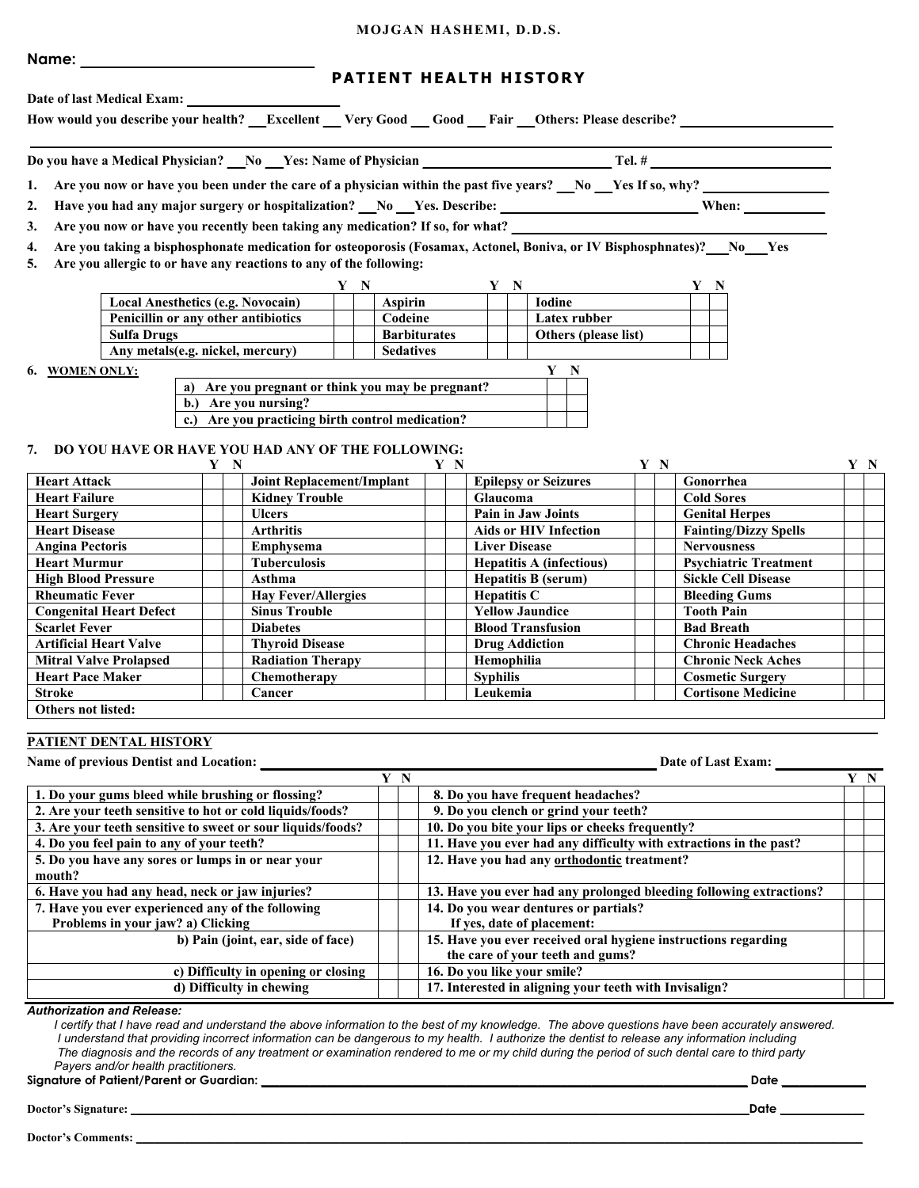MOJGAN HASHEMI, D.D.S.

Name: ___________________________

## PATIENT HEALTH HISTORY

**Date of last Medical Exam:** ____________________

**How would you describe your health?** ___Excellent ___ Very Good ___ Good ___ Fair ___Others: Please describe? ____________________

______________________________________________________________________________

**Do you have a Medical Physician?** ___No ___Yes: Name of Physician _________________________ Tel. # ______________________

1. **Are you now or have you been under the care of a physician within the past five years?** ___No ___Yes If so, why? ________________
2. **Have you had any major surgery or hospitalization?** ___No ___Yes. Describe: ____________________________ When: ___________
3. **Are you now or have you recently been taking any medication? If so, for what?** ______________________________________
4. **Are you taking a bisphosphonate medication for osteoporosis (Fosamax, Actonel, Boniva, or IV Bisphosphnates)?** ___No ___Yes
5. **Are you allergic to or have any reactions to any of the following:**

| | Y | N | | Y | N | | Y | N |
|---|---|---|---|---|---|---|---|---|
| Local Anesthetics (e.g. Novocain) | | | Aspirin | | | Iodine | | |
| Penicillin or any other antibiotics | | | Codeine | | | Latex rubber | | |
| Sulfa Drugs | | | Barbiturates | | | Others (please list) | | |
| Any metals(e.g. nickel, mercury) | | | Sedatives | | | | | |

6. **WOMEN ONLY:**

| | Y | N |
|---|---|---|
| a) Are you pregnant or think you may be pregnant? | | |
| b.) Are you nursing? | | |
| c.) Are you practicing birth control medication? | | |

7. **DO YOU HAVE OR HAVE YOU HAD ANY OF THE FOLLOWING:**

| | Y | N | | Y | N | | Y | N | | Y | N |
|---|---|---|---|---|---|---|---|---|---|---|---|
| Heart Attack | | | Joint Replacement/Implant | | | Epilepsy or Seizures | | | Gonorrhea | | |
| Heart Failure | | | Kidney Trouble | | | Glaucoma | | | Cold Sores | | |
| Heart Surgery | | | Ulcers | | | Pain in Jaw Joints | | | Genital Herpes | | |
| Heart Disease | | | Arthritis | | | Aids or HIV Infection | | | Fainting/Dizzy Spells | | |
| Angina Pectoris | | | Emphysema | | | Liver Disease | | | Nervousness | | |
| Heart Murmur | | | Tuberculosis | | | Hepatitis A (infectious) | | | Psychiatric Treatment | | |
| High Blood Pressure | | | Asthma | | | Hepatitis B (serum) | | | Sickle Cell Disease | | |
| Rheumatic Fever | | | Hay Fever/Allergies | | | Hepatitis C | | | Bleeding Gums | | |
| Congenital Heart Defect | | | Sinus Trouble | | | Yellow Jaundice | | | Tooth Pain | | |
| Scarlet Fever | | | Diabetes | | | Blood Transfusion | | | Bad Breath | | |
| Artificial Heart Valve | | | Thyroid Disease | | | Drug Addiction | | | Chronic Headaches | | |
| Mitral Valve Prolapsed | | | Radiation Therapy | | | Hemophilia | | | Chronic Neck Aches | | |
| Heart Pace Maker | | | Chemotherapy | | | Syphilis | | | Cosmetic Surgery | | |
| Stroke | | | Cancer | | | Leukemia | | | Cortisone Medicine | | |
| Others not listed: | | | | | | | | | | | |

### PATIENT DENTAL HISTORY

**Name of previous Dentist and Location:** ______________________________________ **Date of Last Exam:** ____________

| | Y | N | | Y | N |
|---|---|---|---|---|---|
| 1. Do your gums bleed while brushing or flossing? | | | 8. Do you have frequent headaches? | | |
| 2. Are your teeth sensitive to hot or cold liquids/foods? | | | 9. Do you clench or grind your teeth? | | |
| 3. Are your teeth sensitive to sweet or sour liquids/foods? | | | 10. Do you bite your lips or cheeks frequently? | | |
| 4. Do you feel pain to any of your teeth? | | | 11. Have you ever had any difficulty with extractions in the past? | | |
| 5. Do you have any sores or lumps in or near your mouth? | | | 12. Have you had any orthodontic treatment? | | |
| 6. Have you had any head, neck or jaw injuries? | | | 13. Have you ever had any prolonged bleeding following extractions? | | |
| 7. Have you ever experienced any of the following Problems in your jaw? a) Clicking | | | 14. Do you wear dentures or partials? If yes, date of placement: | | |
| b) Pain (joint, ear, side of face) | | | 15. Have you ever received oral hygiene instructions regarding the care of your teeth and gums? | | |
| c) Difficulty in opening or closing | | | 16. Do you like your smile? | | |
| d) Difficulty in chewing | | | 17. Interested in aligning your teeth with Invisalign? | | |

***Authorization and Release:***

*I certify that I have read and understand the above information to the best of my knowledge. The above questions have been accurately answered. I understand that providing incorrect information can be dangerous to my health. I authorize the dentist to release any information including The diagnosis and the records of any treatment or examination rendered to me or my child during the period of such dental care to third party Payers and/or health practitioners.*

**Signature of Patient/Parent or Guardian:** ____________________________________________ **Date** __________

**Doctor's Signature:** ____________________________________________ **Date** __________

**Doctor's Comments:** ____________________________________________